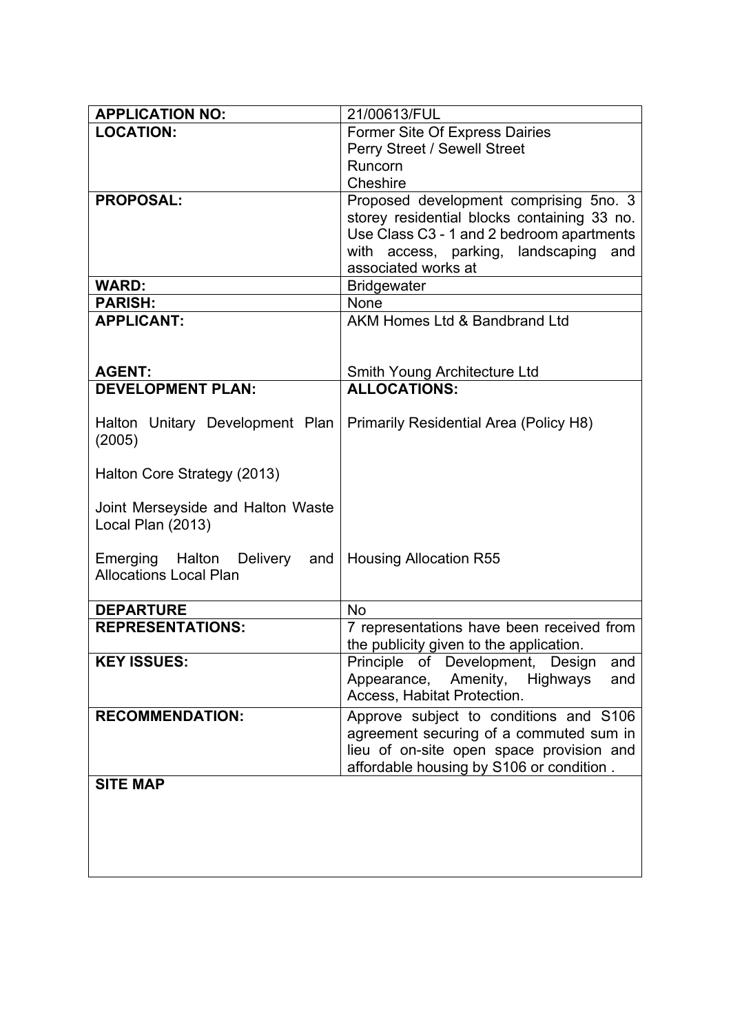| **APPLICATION NO:** | 21/00613/FUL |
|---|---|
| **LOCATION:** | Former Site Of Express Dairies<br>Perry Street / Sewell Street<br>Runcorn<br>Cheshire |
| **PROPOSAL:** | Proposed development comprising 5no. 3 storey residential blocks containing 33 no. Use Class C3 - 1 and 2 bedroom apartments with access, parking, landscaping and associated works at |
| **WARD:** | Bridgewater |
| **PARISH:** | None |
| **APPLICANT:**<br><br>**AGENT:** | AKM Homes Ltd & Bandbrand Ltd<br><br>Smith Young Architecture Ltd |
| **DEVELOPMENT PLAN:**<br><br>Halton Unitary Development Plan (2005)<br><br>Halton Core Strategy (2013)<br><br>Joint Merseyside and Halton Waste Local Plan (2013)<br><br>Emerging Halton Delivery and Allocations Local Plan | **ALLOCATIONS:**<br><br>Primarily Residential Area (Policy H8)<br><br><br><br><br><br><br><br>Housing Allocation R55 |
| **DEPARTURE** | No |
| **REPRESENTATIONS:** | 7 representations have been received from the publicity given to the application. |
| **KEY ISSUES:** | Principle of Development, Design and Appearance, Amenity, Highways and Access, Habitat Protection. |
| **RECOMMENDATION:** | Approve subject to conditions and S106 agreement securing of a commuted sum in lieu of on-site open space provision and affordable housing by S106 or condition . |
| **SITE MAP** | |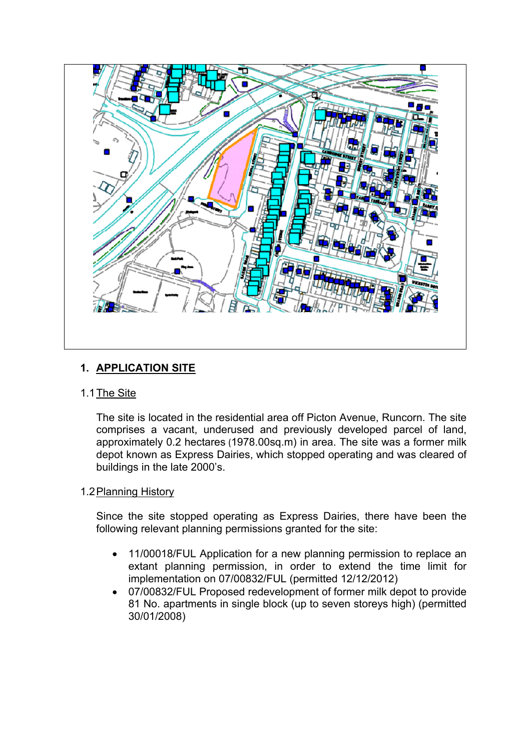## 1. APPLICATION SITE

### 1.1 The Site

The site is located in the residential area off Picton Avenue, Runcorn. The site comprises a vacant, underused and previously developed parcel of land, approximately 0.2 hectares (1978.00sq.m) in area. The site was a former milk depot known as Express Dairies, which stopped operating and was cleared of buildings in the late 2000's.

### 1.2 Planning History

Since the site stopped operating as Express Dairies, there have been the following relevant planning permissions granted for the site:

- 11/00018/FUL Application for a new planning permission to replace an extant planning permission, in order to extend the time limit for implementation on 07/00832/FUL (permitted 12/12/2012)
- 07/00832/FUL Proposed redevelopment of former milk depot to provide 81 No. apartments in single block (up to seven storeys high) (permitted 30/01/2008)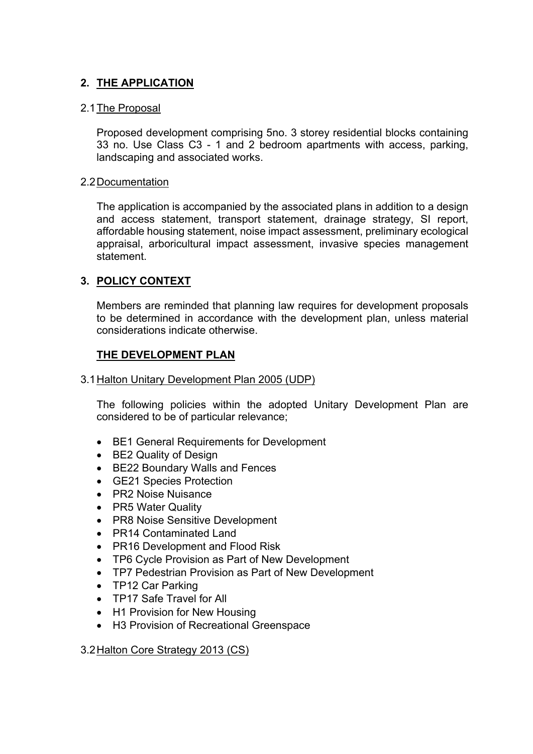## 2. THE APPLICATION

### 2.1 The Proposal

Proposed development comprising 5no. 3 storey residential blocks containing 33 no. Use Class C3 - 1 and 2 bedroom apartments with access, parking, landscaping and associated works.

### 2.2 Documentation

The application is accompanied by the associated plans in addition to a design and access statement, transport statement, drainage strategy, SI report, affordable housing statement, noise impact assessment, preliminary ecological appraisal, arboricultural impact assessment, invasive species management statement.

## 3. POLICY CONTEXT

Members are reminded that planning law requires for development proposals to be determined in accordance with the development plan, unless material considerations indicate otherwise.

### THE DEVELOPMENT PLAN

### 3.1 Halton Unitary Development Plan 2005 (UDP)

The following policies within the adopted Unitary Development Plan are considered to be of particular relevance;

- BE1 General Requirements for Development
- BE2 Quality of Design
- BE22 Boundary Walls and Fences
- GE21 Species Protection
- PR2 Noise Nuisance
- PR5 Water Quality
- PR8 Noise Sensitive Development
- PR14 Contaminated Land
- PR16 Development and Flood Risk
- TP6 Cycle Provision as Part of New Development
- TP7 Pedestrian Provision as Part of New Development
- TP12 Car Parking
- TP17 Safe Travel for All
- H1 Provision for New Housing
- H3 Provision of Recreational Greenspace

### 3.2 Halton Core Strategy 2013 (CS)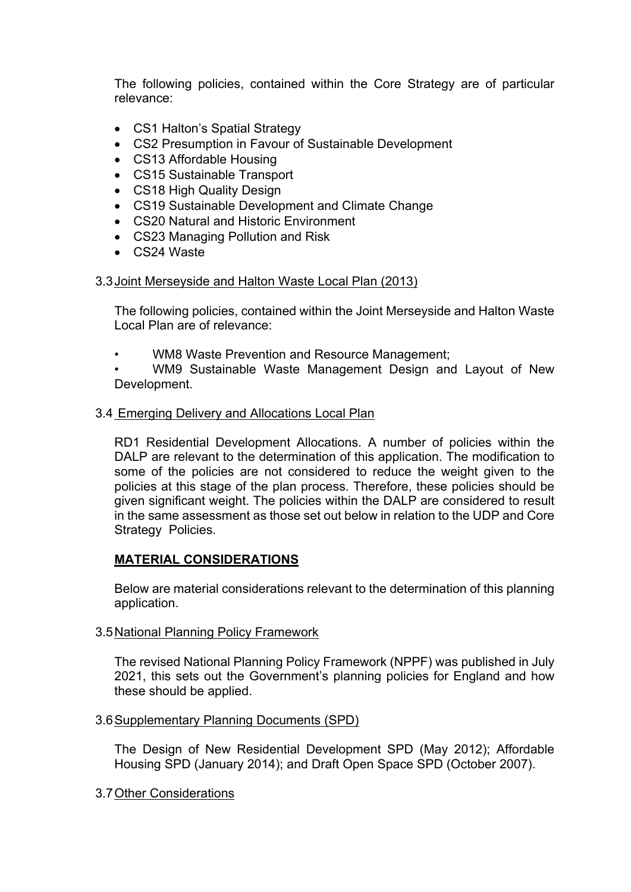The following policies, contained within the Core Strategy are of particular relevance:

- CS1 Halton's Spatial Strategy
- CS2 Presumption in Favour of Sustainable Development
- CS13 Affordable Housing
- CS15 Sustainable Transport
- CS18 High Quality Design
- CS19 Sustainable Development and Climate Change
- CS20 Natural and Historic Environment
- CS23 Managing Pollution and Risk
- CS24 Waste

3.3 Joint Merseyside and Halton Waste Local Plan (2013)

The following policies, contained within the Joint Merseyside and Halton Waste Local Plan are of relevance:

- WM8 Waste Prevention and Resource Management;
- WM9 Sustainable Waste Management Design and Layout of New Development.

3.4 Emerging Delivery and Allocations Local Plan

RD1 Residential Development Allocations. A number of policies within the DALP are relevant to the determination of this application. The modification to some of the policies are not considered to reduce the weight given to the policies at this stage of the plan process. Therefore, these policies should be given significant weight. The policies within the DALP are considered to result in the same assessment as those set out below in relation to the UDP and Core Strategy Policies.

**MATERIAL CONSIDERATIONS**

Below are material considerations relevant to the determination of this planning application.

3.5 National Planning Policy Framework

The revised National Planning Policy Framework (NPPF) was published in July 2021, this sets out the Government's planning policies for England and how these should be applied.

3.6 Supplementary Planning Documents (SPD)

The Design of New Residential Development SPD (May 2012); Affordable Housing SPD (January 2014); and Draft Open Space SPD (October 2007).

3.7 Other Considerations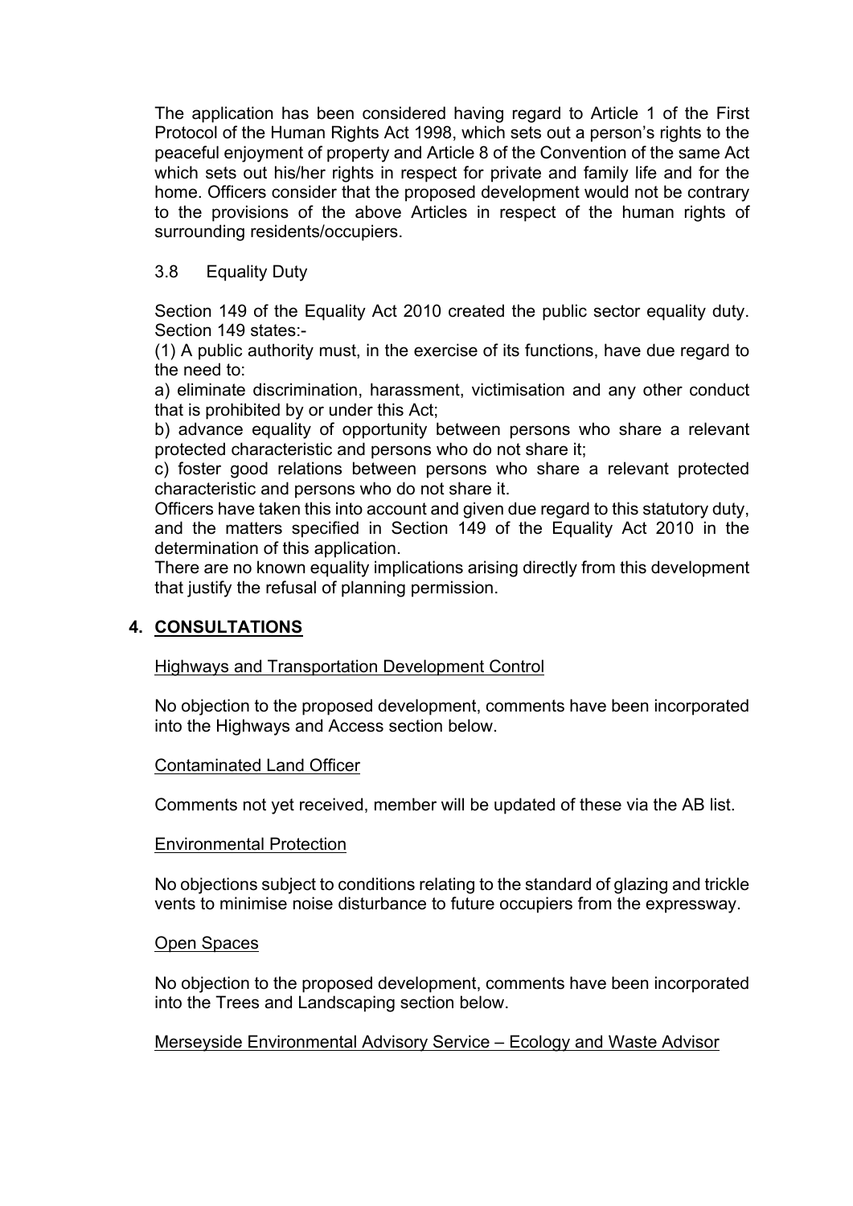The application has been considered having regard to Article 1 of the First Protocol of the Human Rights Act 1998, which sets out a person's rights to the peaceful enjoyment of property and Article 8 of the Convention of the same Act which sets out his/her rights in respect for private and family life and for the home. Officers consider that the proposed development would not be contrary to the provisions of the above Articles in respect of the human rights of surrounding residents/occupiers.

3.8 Equality Duty

Section 149 of the Equality Act 2010 created the public sector equality duty. Section 149 states:-

(1) A public authority must, in the exercise of its functions, have due regard to the need to:

a) eliminate discrimination, harassment, victimisation and any other conduct that is prohibited by or under this Act;

b) advance equality of opportunity between persons who share a relevant protected characteristic and persons who do not share it;

c) foster good relations between persons who share a relevant protected characteristic and persons who do not share it.

Officers have taken this into account and given due regard to this statutory duty, and the matters specified in Section 149 of the Equality Act 2010 in the determination of this application.

There are no known equality implications arising directly from this development that justify the refusal of planning permission.

## 4. CONSULTATIONS

Highways and Transportation Development Control

No objection to the proposed development, comments have been incorporated into the Highways and Access section below.

Contaminated Land Officer

Comments not yet received, member will be updated of these via the AB list.

Environmental Protection

No objections subject to conditions relating to the standard of glazing and trickle vents to minimise noise disturbance to future occupiers from the expressway.

Open Spaces

No objection to the proposed development, comments have been incorporated into the Trees and Landscaping section below.

Merseyside Environmental Advisory Service – Ecology and Waste Advisor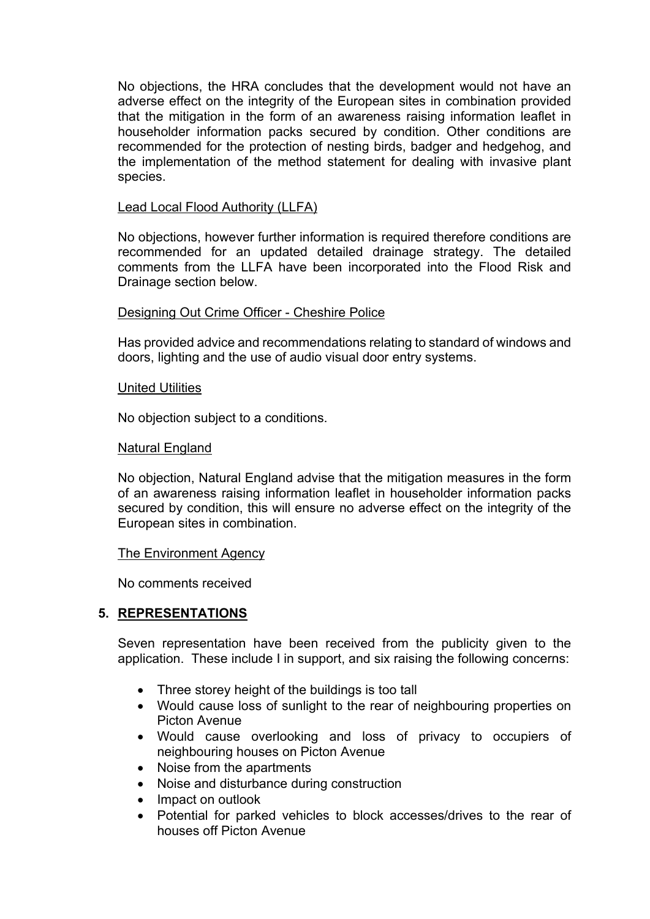No objections, the HRA concludes that the development would not have an adverse effect on the integrity of the European sites in combination provided that the mitigation in the form of an awareness raising information leaflet in householder information packs secured by condition. Other conditions are recommended for the protection of nesting birds, badger and hedgehog, and the implementation of the method statement for dealing with invasive plant species.

Lead Local Flood Authority (LLFA)

No objections, however further information is required therefore conditions are recommended for an updated detailed drainage strategy. The detailed comments from the LLFA have been incorporated into the Flood Risk and Drainage section below.

Designing Out Crime Officer - Cheshire Police

Has provided advice and recommendations relating to standard of windows and doors, lighting and the use of audio visual door entry systems.

United Utilities

No objection subject to a conditions.

Natural England

No objection, Natural England advise that the mitigation measures in the form of an awareness raising information leaflet in householder information packs secured by condition, this will ensure no adverse effect on the integrity of the European sites in combination.

The Environment Agency

No comments received

## 5. REPRESENTATIONS

Seven representation have been received from the publicity given to the application. These include I in support, and six raising the following concerns:

- Three storey height of the buildings is too tall
- Would cause loss of sunlight to the rear of neighbouring properties on Picton Avenue
- Would cause overlooking and loss of privacy to occupiers of neighbouring houses on Picton Avenue
- Noise from the apartments
- Noise and disturbance during construction
- Impact on outlook
- Potential for parked vehicles to block accesses/drives to the rear of houses off Picton Avenue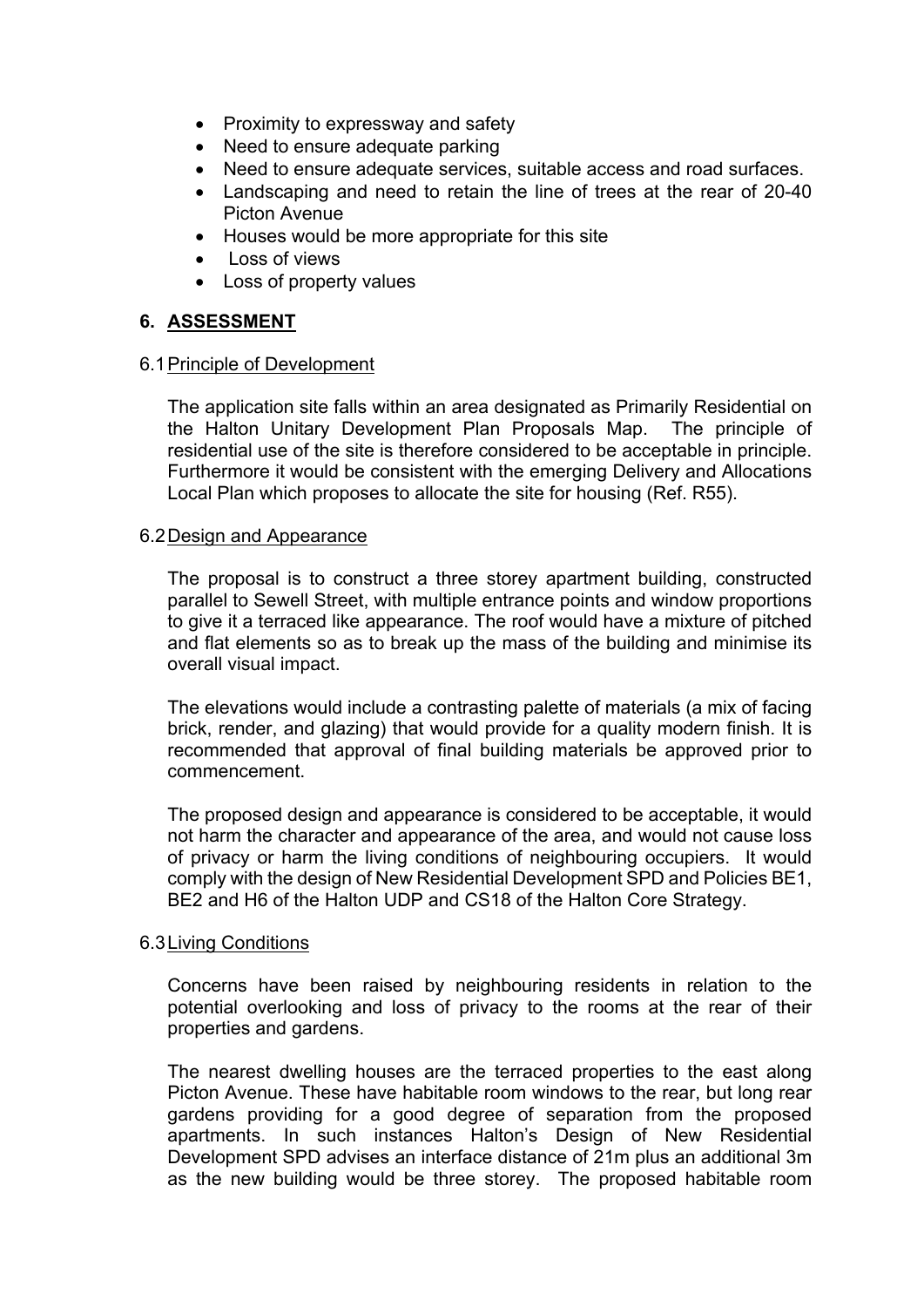- Proximity to expressway and safety
- Need to ensure adequate parking
- Need to ensure adequate services, suitable access and road surfaces.
- Landscaping and need to retain the line of trees at the rear of 20-40 Picton Avenue
- Houses would be more appropriate for this site
- Loss of views
- Loss of property values

## 6. ASSESSMENT

### 6.1 Principle of Development

The application site falls within an area designated as Primarily Residential on the Halton Unitary Development Plan Proposals Map. The principle of residential use of the site is therefore considered to be acceptable in principle. Furthermore it would be consistent with the emerging Delivery and Allocations Local Plan which proposes to allocate the site for housing (Ref. R55).

### 6.2 Design and Appearance

The proposal is to construct a three storey apartment building, constructed parallel to Sewell Street, with multiple entrance points and window proportions to give it a terraced like appearance. The roof would have a mixture of pitched and flat elements so as to break up the mass of the building and minimise its overall visual impact.

The elevations would include a contrasting palette of materials (a mix of facing brick, render, and glazing) that would provide for a quality modern finish. It is recommended that approval of final building materials be approved prior to commencement.

The proposed design and appearance is considered to be acceptable, it would not harm the character and appearance of the area, and would not cause loss of privacy or harm the living conditions of neighbouring occupiers. It would comply with the design of New Residential Development SPD and Policies BE1, BE2 and H6 of the Halton UDP and CS18 of the Halton Core Strategy.

### 6.3 Living Conditions

Concerns have been raised by neighbouring residents in relation to the potential overlooking and loss of privacy to the rooms at the rear of their properties and gardens.

The nearest dwelling houses are the terraced properties to the east along Picton Avenue. These have habitable room windows to the rear, but long rear gardens providing for a good degree of separation from the proposed apartments. In such instances Halton's Design of New Residential Development SPD advises an interface distance of 21m plus an additional 3m as the new building would be three storey. The proposed habitable room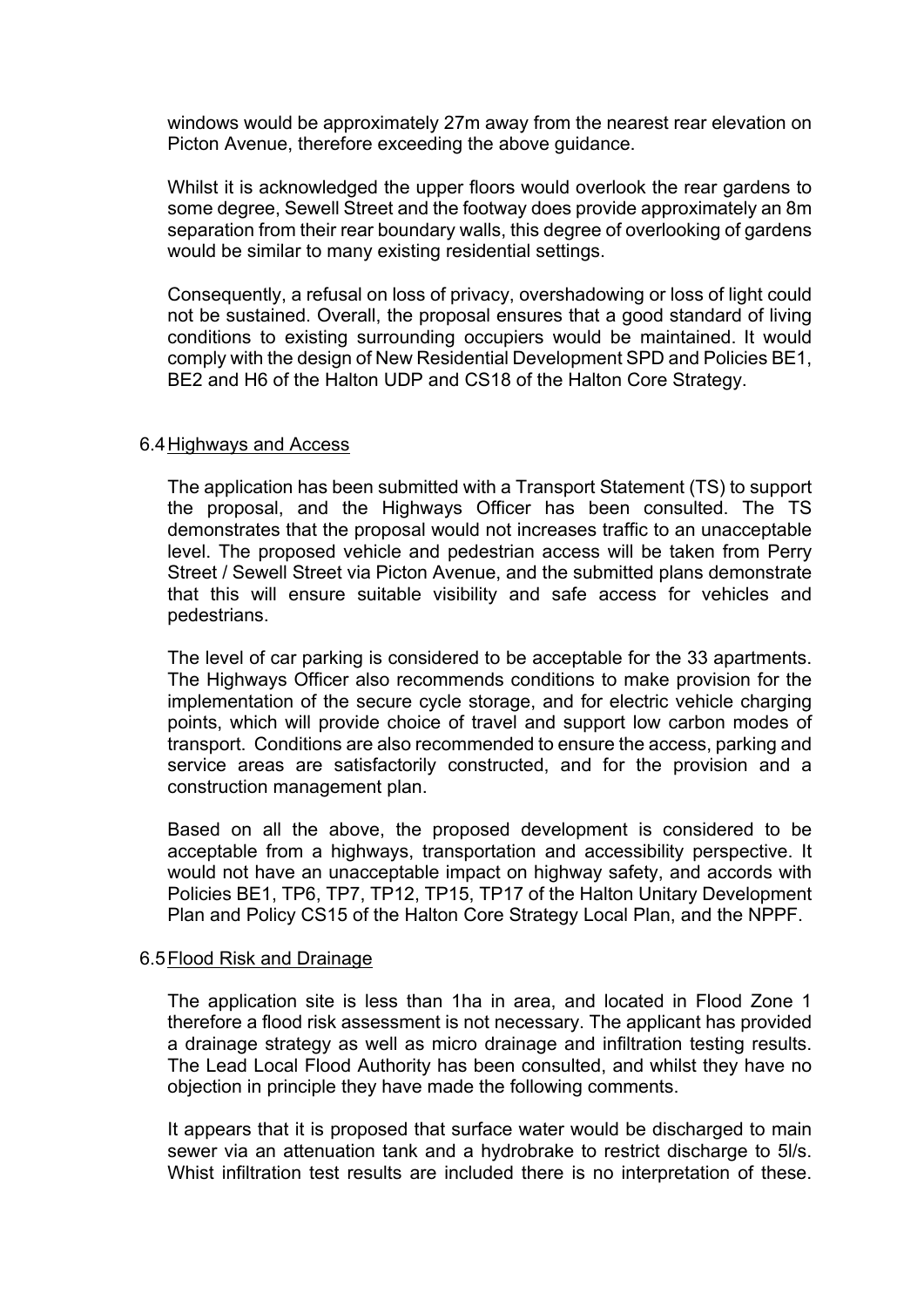windows would be approximately 27m away from the nearest rear elevation on Picton Avenue, therefore exceeding the above guidance.

Whilst it is acknowledged the upper floors would overlook the rear gardens to some degree, Sewell Street and the footway does provide approximately an 8m separation from their rear boundary walls, this degree of overlooking of gardens would be similar to many existing residential settings.

Consequently, a refusal on loss of privacy, overshadowing or loss of light could not be sustained. Overall, the proposal ensures that a good standard of living conditions to existing surrounding occupiers would be maintained. It would comply with the design of New Residential Development SPD and Policies BE1, BE2 and H6 of the Halton UDP and CS18 of the Halton Core Strategy.

### 6.4 Highways and Access

The application has been submitted with a Transport Statement (TS) to support the proposal, and the Highways Officer has been consulted. The TS demonstrates that the proposal would not increases traffic to an unacceptable level. The proposed vehicle and pedestrian access will be taken from Perry Street / Sewell Street via Picton Avenue, and the submitted plans demonstrate that this will ensure suitable visibility and safe access for vehicles and pedestrians.

The level of car parking is considered to be acceptable for the 33 apartments. The Highways Officer also recommends conditions to make provision for the implementation of the secure cycle storage, and for electric vehicle charging points, which will provide choice of travel and support low carbon modes of transport. Conditions are also recommended to ensure the access, parking and service areas are satisfactorily constructed, and for the provision and a construction management plan.

Based on all the above, the proposed development is considered to be acceptable from a highways, transportation and accessibility perspective. It would not have an unacceptable impact on highway safety, and accords with Policies BE1, TP6, TP7, TP12, TP15, TP17 of the Halton Unitary Development Plan and Policy CS15 of the Halton Core Strategy Local Plan, and the NPPF.

### 6.5 Flood Risk and Drainage

The application site is less than 1ha in area, and located in Flood Zone 1 therefore a flood risk assessment is not necessary. The applicant has provided a drainage strategy as well as micro drainage and infiltration testing results. The Lead Local Flood Authority has been consulted, and whilst they have no objection in principle they have made the following comments.

It appears that it is proposed that surface water would be discharged to main sewer via an attenuation tank and a hydrobrake to restrict discharge to 5l/s. Whist infiltration test results are included there is no interpretation of these.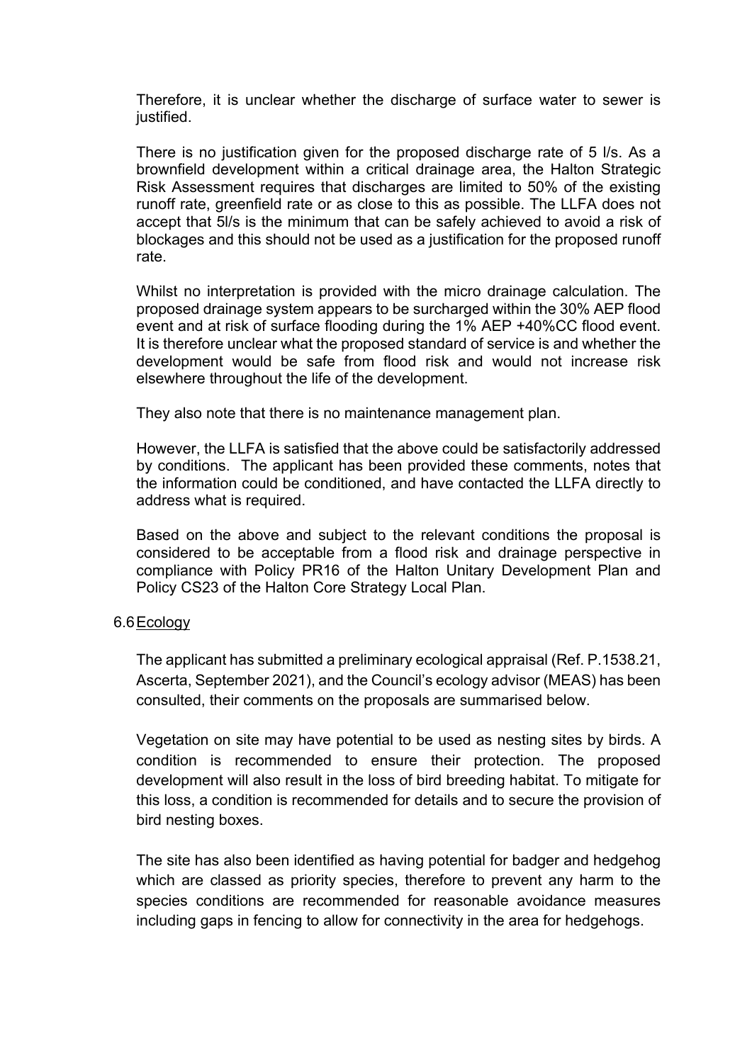Therefore, it is unclear whether the discharge of surface water to sewer is justified.

There is no justification given for the proposed discharge rate of 5 l/s. As a brownfield development within a critical drainage area, the Halton Strategic Risk Assessment requires that discharges are limited to 50% of the existing runoff rate, greenfield rate or as close to this as possible. The LLFA does not accept that 5l/s is the minimum that can be safely achieved to avoid a risk of blockages and this should not be used as a justification for the proposed runoff rate.

Whilst no interpretation is provided with the micro drainage calculation. The proposed drainage system appears to be surcharged within the 30% AEP flood event and at risk of surface flooding during the 1% AEP +40%CC flood event. It is therefore unclear what the proposed standard of service is and whether the development would be safe from flood risk and would not increase risk elsewhere throughout the life of the development.

They also note that there is no maintenance management plan.

However, the LLFA is satisfied that the above could be satisfactorily addressed by conditions. The applicant has been provided these comments, notes that the information could be conditioned, and have contacted the LLFA directly to address what is required.

Based on the above and subject to the relevant conditions the proposal is considered to be acceptable from a flood risk and drainage perspective in compliance with Policy PR16 of the Halton Unitary Development Plan and Policy CS23 of the Halton Core Strategy Local Plan.

## 6.6 Ecology

The applicant has submitted a preliminary ecological appraisal (Ref. P.1538.21, Ascerta, September 2021), and the Council's ecology advisor (MEAS) has been consulted, their comments on the proposals are summarised below.

Vegetation on site may have potential to be used as nesting sites by birds. A condition is recommended to ensure their protection. The proposed development will also result in the loss of bird breeding habitat. To mitigate for this loss, a condition is recommended for details and to secure the provision of bird nesting boxes.

The site has also been identified as having potential for badger and hedgehog which are classed as priority species, therefore to prevent any harm to the species conditions are recommended for reasonable avoidance measures including gaps in fencing to allow for connectivity in the area for hedgehogs.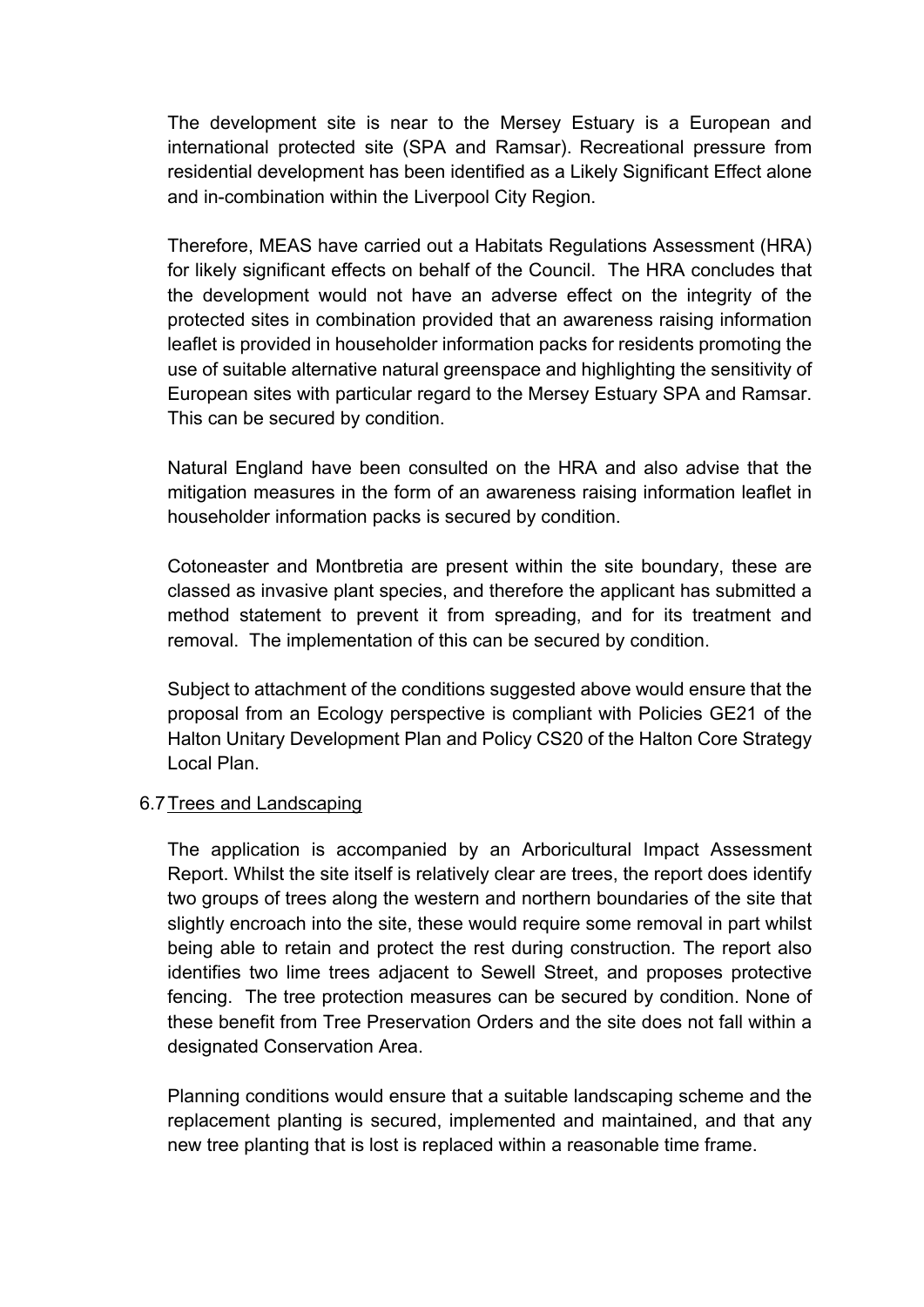The development site is near to the Mersey Estuary is a European and international protected site (SPA and Ramsar). Recreational pressure from residential development has been identified as a Likely Significant Effect alone and in-combination within the Liverpool City Region.

Therefore, MEAS have carried out a Habitats Regulations Assessment (HRA) for likely significant effects on behalf of the Council. The HRA concludes that the development would not have an adverse effect on the integrity of the protected sites in combination provided that an awareness raising information leaflet is provided in householder information packs for residents promoting the use of suitable alternative natural greenspace and highlighting the sensitivity of European sites with particular regard to the Mersey Estuary SPA and Ramsar. This can be secured by condition.

Natural England have been consulted on the HRA and also advise that the mitigation measures in the form of an awareness raising information leaflet in householder information packs is secured by condition.

Cotoneaster and Montbretia are present within the site boundary, these are classed as invasive plant species, and therefore the applicant has submitted a method statement to prevent it from spreading, and for its treatment and removal. The implementation of this can be secured by condition.

Subject to attachment of the conditions suggested above would ensure that the proposal from an Ecology perspective is compliant with Policies GE21 of the Halton Unitary Development Plan and Policy CS20 of the Halton Core Strategy Local Plan.

6.7 Trees and Landscaping

The application is accompanied by an Arboricultural Impact Assessment Report. Whilst the site itself is relatively clear are trees, the report does identify two groups of trees along the western and northern boundaries of the site that slightly encroach into the site, these would require some removal in part whilst being able to retain and protect the rest during construction. The report also identifies two lime trees adjacent to Sewell Street, and proposes protective fencing. The tree protection measures can be secured by condition. None of these benefit from Tree Preservation Orders and the site does not fall within a designated Conservation Area.

Planning conditions would ensure that a suitable landscaping scheme and the replacement planting is secured, implemented and maintained, and that any new tree planting that is lost is replaced within a reasonable time frame.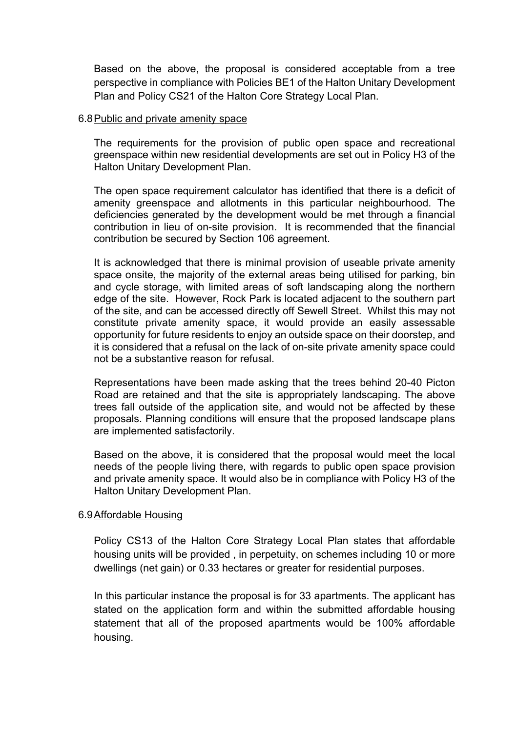Based on the above, the proposal is considered acceptable from a tree perspective in compliance with Policies BE1 of the Halton Unitary Development Plan and Policy CS21 of the Halton Core Strategy Local Plan.

6.8 Public and private amenity space

The requirements for the provision of public open space and recreational greenspace within new residential developments are set out in Policy H3 of the Halton Unitary Development Plan.

The open space requirement calculator has identified that there is a deficit of amenity greenspace and allotments in this particular neighbourhood. The deficiencies generated by the development would be met through a financial contribution in lieu of on-site provision. It is recommended that the financial contribution be secured by Section 106 agreement.

It is acknowledged that there is minimal provision of useable private amenity space onsite, the majority of the external areas being utilised for parking, bin and cycle storage, with limited areas of soft landscaping along the northern edge of the site. However, Rock Park is located adjacent to the southern part of the site, and can be accessed directly off Sewell Street. Whilst this may not constitute private amenity space, it would provide an easily assessable opportunity for future residents to enjoy an outside space on their doorstep, and it is considered that a refusal on the lack of on-site private amenity space could not be a substantive reason for refusal.

Representations have been made asking that the trees behind 20-40 Picton Road are retained and that the site is appropriately landscaping. The above trees fall outside of the application site, and would not be affected by these proposals. Planning conditions will ensure that the proposed landscape plans are implemented satisfactorily.

Based on the above, it is considered that the proposal would meet the local needs of the people living there, with regards to public open space provision and private amenity space. It would also be in compliance with Policy H3 of the Halton Unitary Development Plan.

6.9 Affordable Housing

Policy CS13 of the Halton Core Strategy Local Plan states that affordable housing units will be provided , in perpetuity, on schemes including 10 or more dwellings (net gain) or 0.33 hectares or greater for residential purposes.

In this particular instance the proposal is for 33 apartments. The applicant has stated on the application form and within the submitted affordable housing statement that all of the proposed apartments would be 100% affordable housing.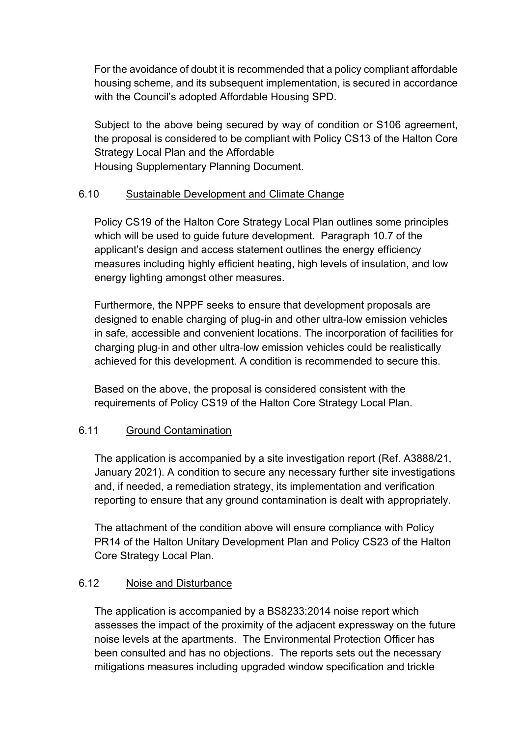For the avoidance of doubt it is recommended that a policy compliant affordable housing scheme, and its subsequent implementation, is secured in accordance with the Council's adopted Affordable Housing SPD.

Subject to the above being secured by way of condition or S106 agreement, the proposal is considered to be compliant with Policy CS13 of the Halton Core Strategy Local Plan and the Affordable Housing Supplementary Planning Document.

6.10 <u>Sustainable Development and Climate Change</u>

Policy CS19 of the Halton Core Strategy Local Plan outlines some principles which will be used to guide future development. Paragraph 10.7 of the applicant's design and access statement outlines the energy efficiency measures including highly efficient heating, high levels of insulation, and low energy lighting amongst other measures.

Furthermore, the NPPF seeks to ensure that development proposals are designed to enable charging of plug-in and other ultra-low emission vehicles in safe, accessible and convenient locations. The incorporation of facilities for charging plug-in and other ultra-low emission vehicles could be realistically achieved for this development. A condition is recommended to secure this.

Based on the above, the proposal is considered consistent with the requirements of Policy CS19 of the Halton Core Strategy Local Plan.

6.11 <u>Ground Contamination</u>

The application is accompanied by a site investigation report (Ref. A3888/21, January 2021). A condition to secure any necessary further site investigations and, if needed, a remediation strategy, its implementation and verification reporting to ensure that any ground contamination is dealt with appropriately.

The attachment of the condition above will ensure compliance with Policy PR14 of the Halton Unitary Development Plan and Policy CS23 of the Halton Core Strategy Local Plan.

6.12 <u>Noise and Disturbance</u>

The application is accompanied by a BS8233:2014 noise report which assesses the impact of the proximity of the adjacent expressway on the future noise levels at the apartments. The Environmental Protection Officer has been consulted and has no objections. The reports sets out the necessary mitigations measures including upgraded window specification and trickle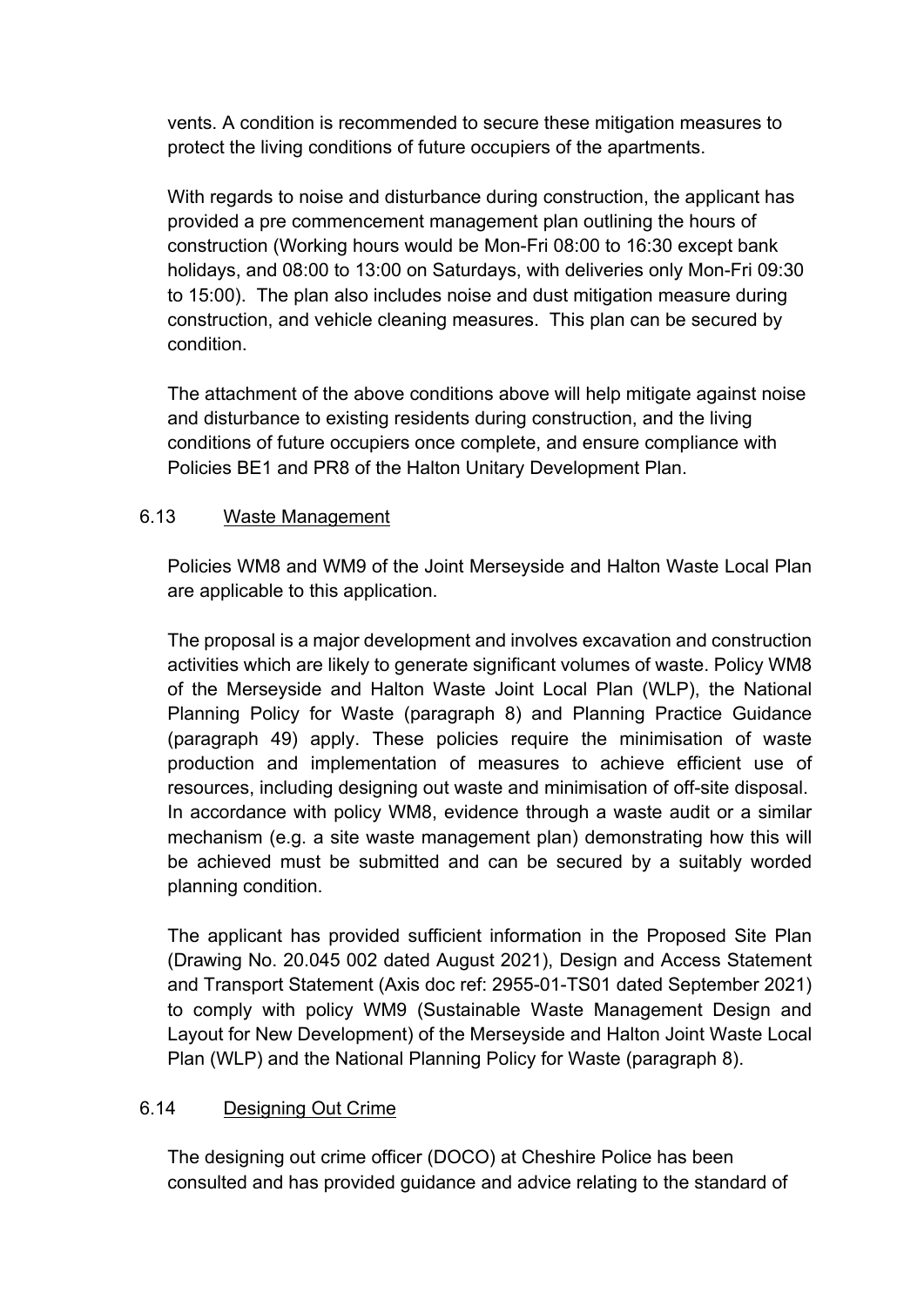vents. A condition is recommended to secure these mitigation measures to protect the living conditions of future occupiers of the apartments.

With regards to noise and disturbance during construction, the applicant has provided a pre commencement management plan outlining the hours of construction (Working hours would be Mon-Fri 08:00 to 16:30 except bank holidays, and 08:00 to 13:00 on Saturdays, with deliveries only Mon-Fri 09:30 to 15:00). The plan also includes noise and dust mitigation measure during construction, and vehicle cleaning measures. This plan can be secured by condition.

The attachment of the above conditions above will help mitigate against noise and disturbance to existing residents during construction, and the living conditions of future occupiers once complete, and ensure compliance with Policies BE1 and PR8 of the Halton Unitary Development Plan.

6.13 Waste Management

Policies WM8 and WM9 of the Joint Merseyside and Halton Waste Local Plan are applicable to this application.

The proposal is a major development and involves excavation and construction activities which are likely to generate significant volumes of waste. Policy WM8 of the Merseyside and Halton Waste Joint Local Plan (WLP), the National Planning Policy for Waste (paragraph 8) and Planning Practice Guidance (paragraph 49) apply. These policies require the minimisation of waste production and implementation of measures to achieve efficient use of resources, including designing out waste and minimisation of off-site disposal. In accordance with policy WM8, evidence through a waste audit or a similar mechanism (e.g. a site waste management plan) demonstrating how this will be achieved must be submitted and can be secured by a suitably worded planning condition.

The applicant has provided sufficient information in the Proposed Site Plan (Drawing No. 20.045 002 dated August 2021), Design and Access Statement and Transport Statement (Axis doc ref: 2955-01-TS01 dated September 2021) to comply with policy WM9 (Sustainable Waste Management Design and Layout for New Development) of the Merseyside and Halton Joint Waste Local Plan (WLP) and the National Planning Policy for Waste (paragraph 8).

6.14 Designing Out Crime

The designing out crime officer (DOCO) at Cheshire Police has been consulted and has provided guidance and advice relating to the standard of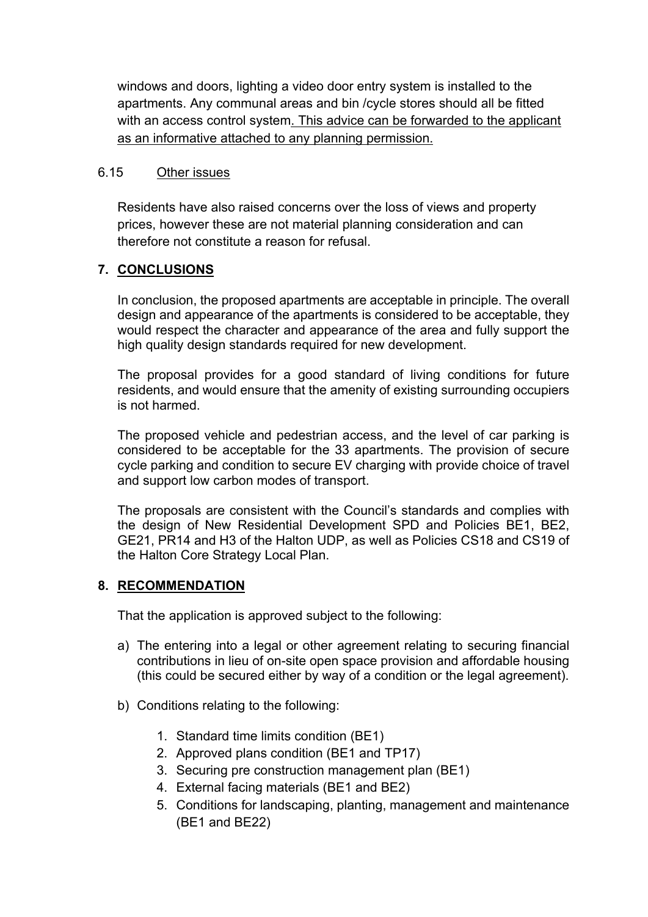windows and doors, lighting a video door entry system is installed to the apartments. Any communal areas and bin /cycle stores should all be fitted with an access control system. This advice can be forwarded to the applicant as an informative attached to any planning permission.

6.15 Other issues

Residents have also raised concerns over the loss of views and property prices, however these are not material planning consideration and can therefore not constitute a reason for refusal.

## 7. CONCLUSIONS

In conclusion, the proposed apartments are acceptable in principle. The overall design and appearance of the apartments is considered to be acceptable, they would respect the character and appearance of the area and fully support the high quality design standards required for new development.

The proposal provides for a good standard of living conditions for future residents, and would ensure that the amenity of existing surrounding occupiers is not harmed.

The proposed vehicle and pedestrian access, and the level of car parking is considered to be acceptable for the 33 apartments. The provision of secure cycle parking and condition to secure EV charging with provide choice of travel and support low carbon modes of transport.

The proposals are consistent with the Council's standards and complies with the design of New Residential Development SPD and Policies BE1, BE2, GE21, PR14 and H3 of the Halton UDP, as well as Policies CS18 and CS19 of the Halton Core Strategy Local Plan.

## 8. RECOMMENDATION

That the application is approved subject to the following:

a) The entering into a legal or other agreement relating to securing financial contributions in lieu of on-site open space provision and affordable housing (this could be secured either by way of a condition or the legal agreement).

b) Conditions relating to the following:

1. Standard time limits condition (BE1)
2. Approved plans condition (BE1 and TP17)
3. Securing pre construction management plan (BE1)
4. External facing materials (BE1 and BE2)
5. Conditions for landscaping, planting, management and maintenance (BE1 and BE22)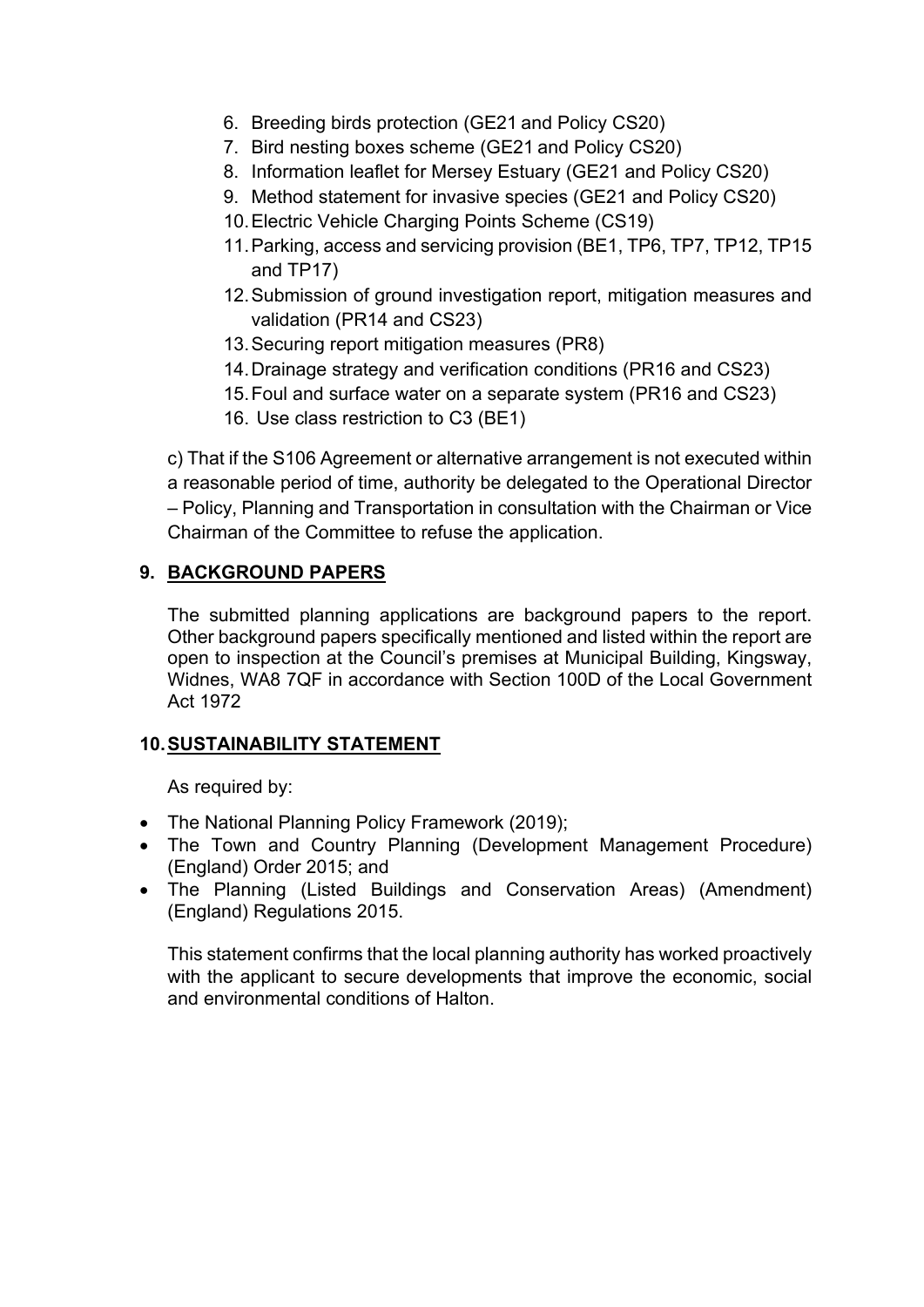6. Breeding birds protection (GE21 and Policy CS20)
7. Bird nesting boxes scheme (GE21 and Policy CS20)
8. Information leaflet for Mersey Estuary (GE21 and Policy CS20)
9. Method statement for invasive species (GE21 and Policy CS20)
10. Electric Vehicle Charging Points Scheme (CS19)
11. Parking, access and servicing provision (BE1, TP6, TP7, TP12, TP15 and TP17)
12. Submission of ground investigation report, mitigation measures and validation (PR14 and CS23)
13. Securing report mitigation measures (PR8)
14. Drainage strategy and verification conditions (PR16 and CS23)
15. Foul and surface water on a separate system (PR16 and CS23)
16. Use class restriction to C3 (BE1)

c) That if the S106 Agreement or alternative arrangement is not executed within a reasonable period of time, authority be delegated to the Operational Director – Policy, Planning and Transportation in consultation with the Chairman or Vice Chairman of the Committee to refuse the application.

## 9. BACKGROUND PAPERS

The submitted planning applications are background papers to the report. Other background papers specifically mentioned and listed within the report are open to inspection at the Council's premises at Municipal Building, Kingsway, Widnes, WA8 7QF in accordance with Section 100D of the Local Government Act 1972

## 10. SUSTAINABILITY STATEMENT

As required by:

- The National Planning Policy Framework (2019);
- The Town and Country Planning (Development Management Procedure) (England) Order 2015; and
- The Planning (Listed Buildings and Conservation Areas) (Amendment) (England) Regulations 2015.

This statement confirms that the local planning authority has worked proactively with the applicant to secure developments that improve the economic, social and environmental conditions of Halton.